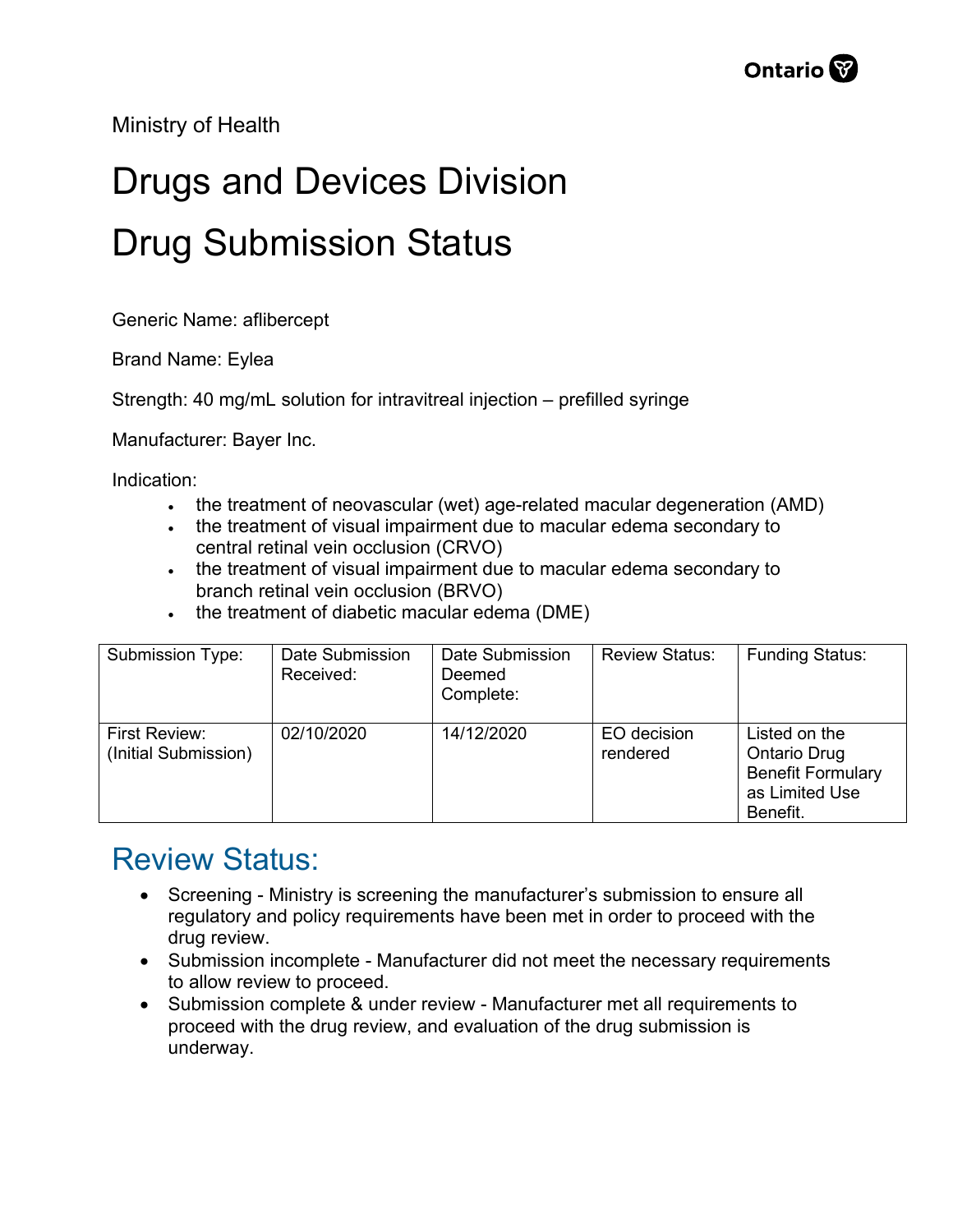Ministry of Health

# Drugs and Devices Division

# Drug Submission Status

Generic Name: aflibercept

Brand Name: Eylea

Strength: 40 mg/mL solution for intravitreal injection – prefilled syringe

Manufacturer: Bayer Inc.

Indication:

- the treatment of neovascular (wet) age-related macular degeneration (AMD)
- the treatment of visual impairment due to macular edema secondary to central retinal vein occlusion (CRVO)
- the treatment of visual impairment due to macular edema secondary to branch retinal vein occlusion (BRVO)
- the treatment of diabetic macular edema (DME)

| Submission Type: | Date Submission Received: | Date Submission Deemed Complete: | Review Status: | Funding Status: |
|---|---|---|---|---|
| First Review: (Initial Submission) | 02/10/2020 | 14/12/2020 | EO decision rendered | Listed on the Ontario Drug Benefit Formulary as Limited Use Benefit. |

## Review Status:

- Screening - Ministry is screening the manufacturer's submission to ensure all regulatory and policy requirements have been met in order to proceed with the drug review.
- Submission incomplete - Manufacturer did not meet the necessary requirements to allow review to proceed.
- Submission complete & under review - Manufacturer met all requirements to proceed with the drug review, and evaluation of the drug submission is underway.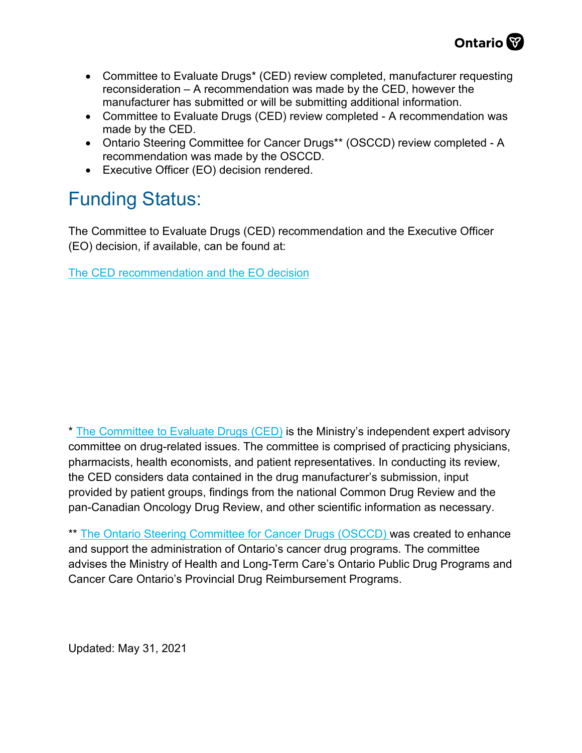- Committee to Evaluate Drugs* (CED) review completed, manufacturer requesting reconsideration – A recommendation was made by the CED, however the manufacturer has submitted or will be submitting additional information.
- Committee to Evaluate Drugs (CED) review completed - A recommendation was made by the CED.
- Ontario Steering Committee for Cancer Drugs** (OSCCD) review completed - A recommendation was made by the OSCCD.
- Executive Officer (EO) decision rendered.

## Funding Status:

The Committee to Evaluate Drugs (CED) recommendation and the Executive Officer (EO) decision, if available, can be found at:

The CED recommendation and the EO decision

* The Committee to Evaluate Drugs (CED) is the Ministry's independent expert advisory committee on drug-related issues. The committee is comprised of practicing physicians, pharmacists, health economists, and patient representatives. In conducting its review, the CED considers data contained in the drug manufacturer's submission, input provided by patient groups, findings from the national Common Drug Review and the pan-Canadian Oncology Drug Review, and other scientific information as necessary.

** The Ontario Steering Committee for Cancer Drugs (OSCCD) was created to enhance and support the administration of Ontario's cancer drug programs. The committee advises the Ministry of Health and Long-Term Care's Ontario Public Drug Programs and Cancer Care Ontario's Provincial Drug Reimbursement Programs.

Updated: May 31, 2021